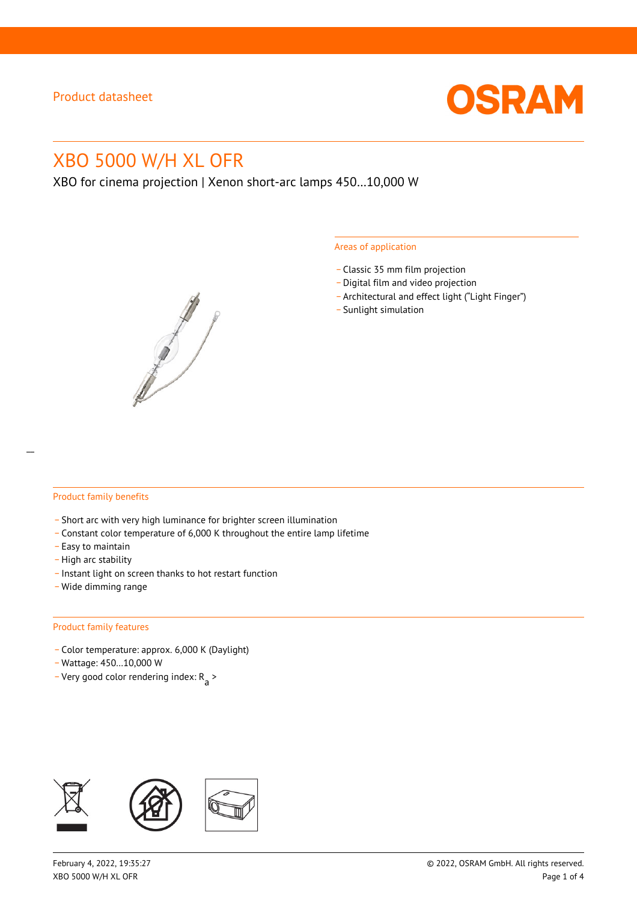Product datasheet

# XBO 5000 W/H XL OFR

XBO for cinema projection | Xenon short-arc lamps 450...10,000 W

## Areas of application

- Classic 35 mm film projection
- Digital film and video projection
- Architectural and effect light (“Light Finger”)
- Sunlight simulation

## Product family benefits

- Short arc with very high luminance for brighter screen illumination
- Constant color temperature of 6,000 K throughout the entire lamp lifetime
- Easy to maintain
- High arc stability
- Instant light on screen thanks to hot restart function
- Wide dimming range

## Product family features

- Color temperature: approx. 6,000 K (Daylight)
- Wattage: 450...10,000 W
- Very good color rendering index: $R_a$ >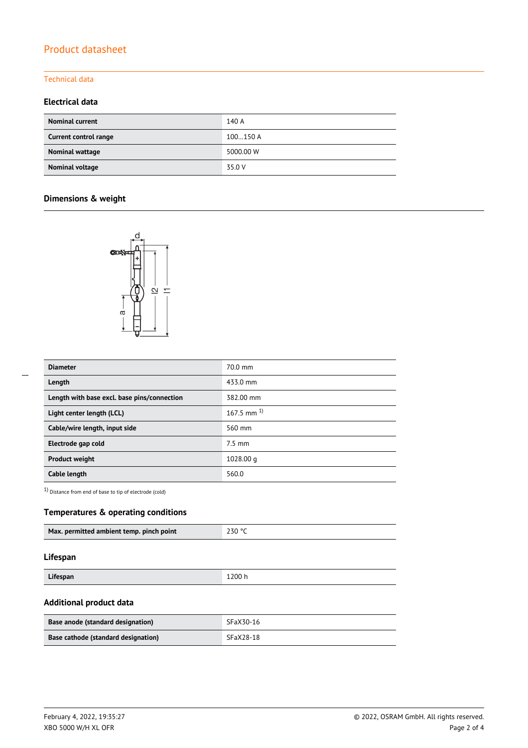# Product datasheet

## Technical data

### Electrical data

| | |
|---|---|
| **Nominal current** | 140 A |
| **Current control range** | 100…150 A |
| **Nominal wattage** | 5000.00 W |
| **Nominal voltage** | 35.0 V |

### Dimensions & weight

| | |
|---|---|
| **Diameter** | 70.0 mm |
| **Length** | 433.0 mm |
| **Length with base excl. base pins/connection** | 382.00 mm |
| **Light center length (LCL)** | 167.5 mm [1] |
| **Cable/wire length, input side** | 560 mm |
| **Electrode gap cold** | 7.5 mm |
| **Product weight** | 1028.00 g |
| **Cable length** | 560.0 |

[1] Distance from end of base to tip of electrode (cold)

### Temperatures & operating conditions

| | |
|---|---|
| **Max. permitted ambient temp. pinch point** | 230 °C |

### Lifespan

| | |
|---|---|
| **Lifespan** | 1200 h |

### Additional product data

| | |
|---|---|
| **Base anode (standard designation)** | SFaX30-16 |
| **Base cathode (standard designation)** | SFaX28-18 |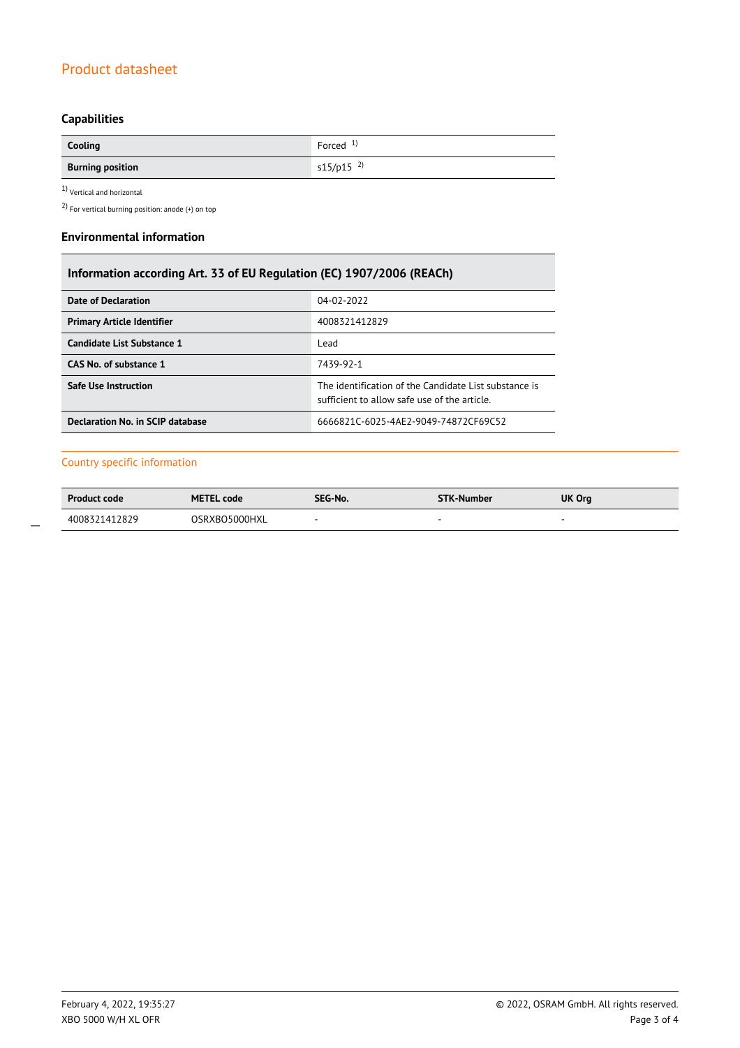### Capabilities

| Cooling | Forced [1] |
|---|---|
| **Burning position** | s15/p15 [2] |

[1] Vertical and horizontal

[2] For vertical burning position: anode (+) on top

### Environmental information

| Information according Art. 33 of EU Regulation (EC) 1907/2006 (REACh) | |
|---|---|
| **Date of Declaration** | 04-02-2022 |
| **Primary Article Identifier** | 4008321412829 |
| **Candidate List Substance 1** | Lead |
| **CAS No. of substance 1** | 7439-92-1 |
| **Safe Use Instruction** | The identification of the Candidate List substance is sufficient to allow safe use of the article. |
| **Declaration No. in SCIP database** | 6666821C-6025-4AE2-9049-74872CF69C52 |

## Country specific information

| Product code | METEL code | SEG-No. | STK-Number | UK Org |
|---|---|---|---|---|
| 4008321412829 | OSRXBO5000HXL | - | - | - |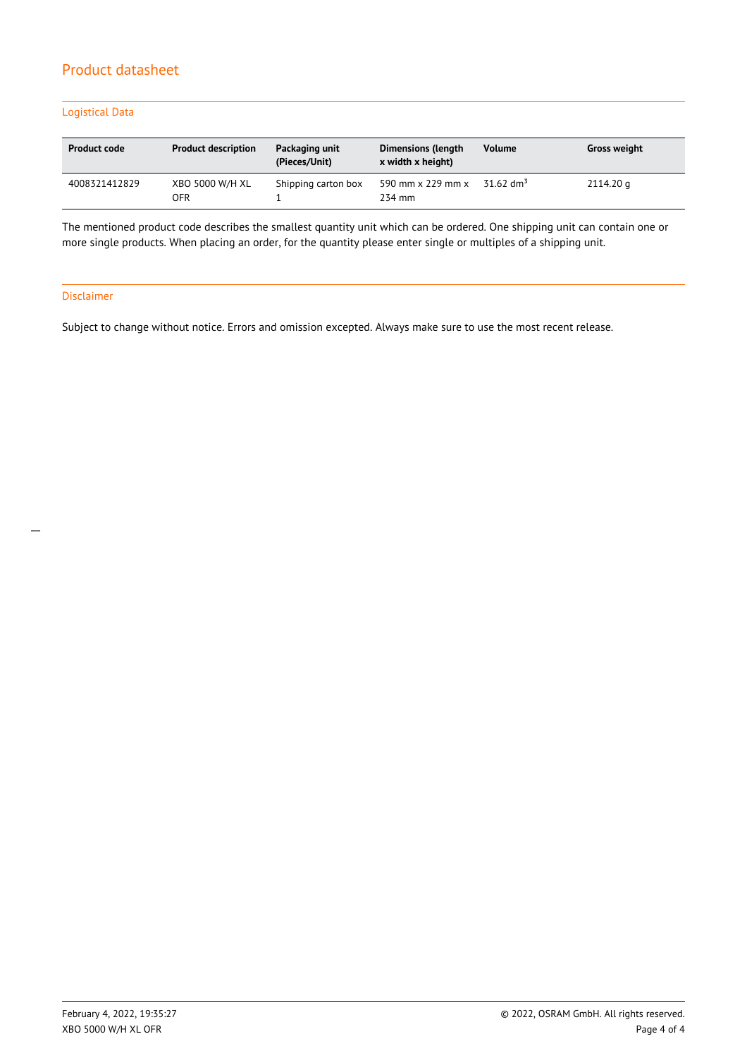# Product datasheet

## Logistical Data

| Product code | Product description | Packaging unit (Pieces/Unit) | Dimensions (length x width x height) | Volume | Gross weight |
| --- | --- | --- | --- | --- | --- |
| 4008321412829 | XBO 5000 W/H XL OFR | Shipping carton box 1 | 590 mm x 229 mm x 234 mm | 31.62 $dm^3$ | 2114.20 g |

The mentioned product code describes the smallest quantity unit which can be ordered. One shipping unit can contain one or more single products. When placing an order, for the quantity please enter single or multiples of a shipping unit.

## Disclaimer

Subject to change without notice. Errors and omission excepted. Always make sure to use the most recent release.